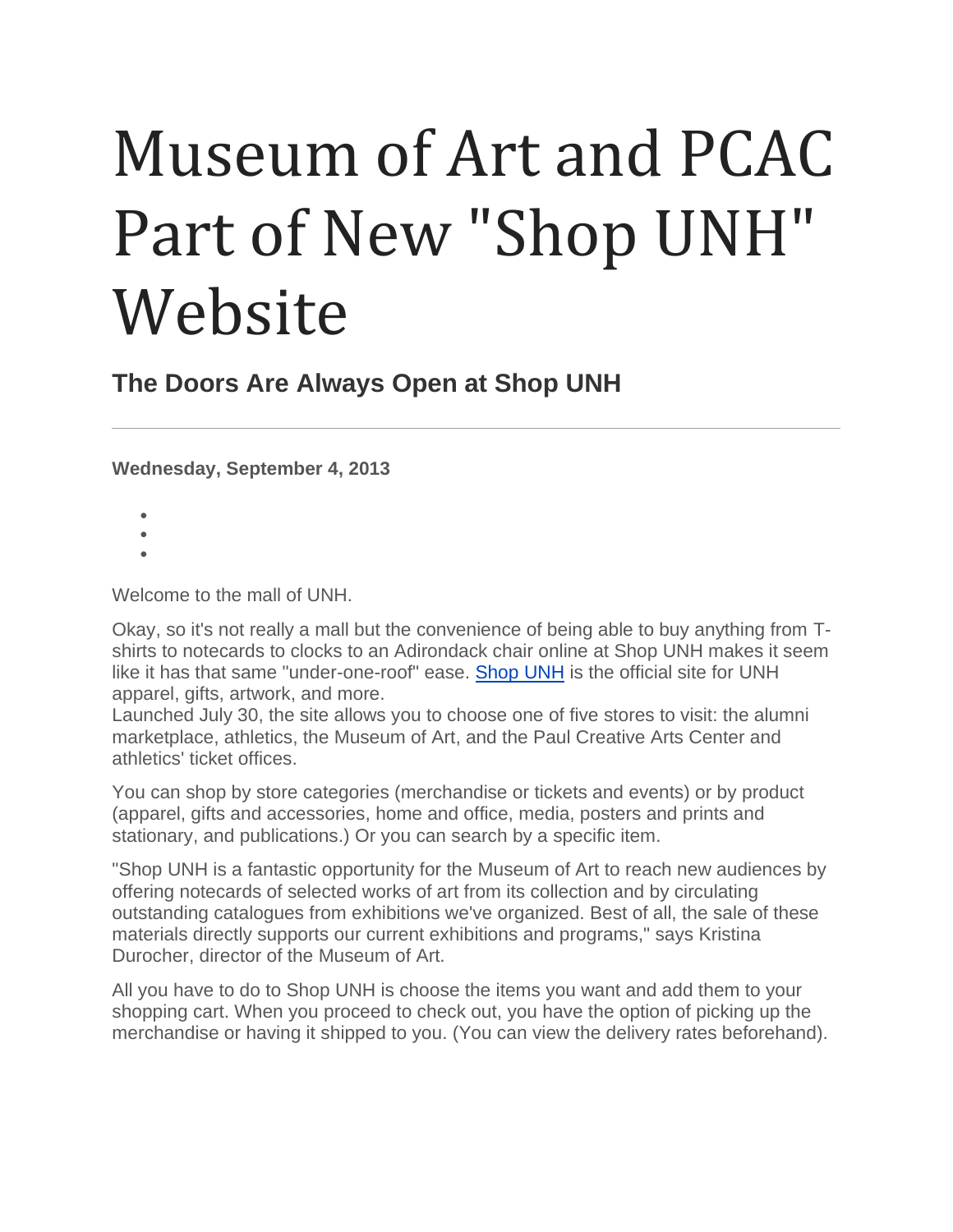# Museum of Art and PCAC Part of New "Shop UNH" Website

## The Doors Are Always Open at Shop UNH

---

**Wednesday, September 4, 2013**

Welcome to the mall of UNH.

Okay, so it's not really a mall but the convenience of being able to buy anything from T-shirts to notecards to clocks to an Adirondack chair online at Shop UNH makes it seem like it has that same "under-one-roof" ease. [Shop UNH] is the official site for UNH apparel, gifts, artwork, and more.
Launched July 30, the site allows you to choose one of five stores to visit: the alumni marketplace, athletics, the Museum of Art, and the Paul Creative Arts Center and athletics' ticket offices.

You can shop by store categories (merchandise or tickets and events) or by product (apparel, gifts and accessories, home and office, media, posters and prints and stationary, and publications.) Or you can search by a specific item.

"Shop UNH is a fantastic opportunity for the Museum of Art to reach new audiences by offering notecards of selected works of art from its collection and by circulating outstanding catalogues from exhibitions we've organized. Best of all, the sale of these materials directly supports our current exhibitions and programs," says Kristina Durocher, director of the Museum of Art.

All you have to do to Shop UNH is choose the items you want and add them to your shopping cart. When you proceed to check out, you have the option of picking up the merchandise or having it shipped to you. (You can view the delivery rates beforehand).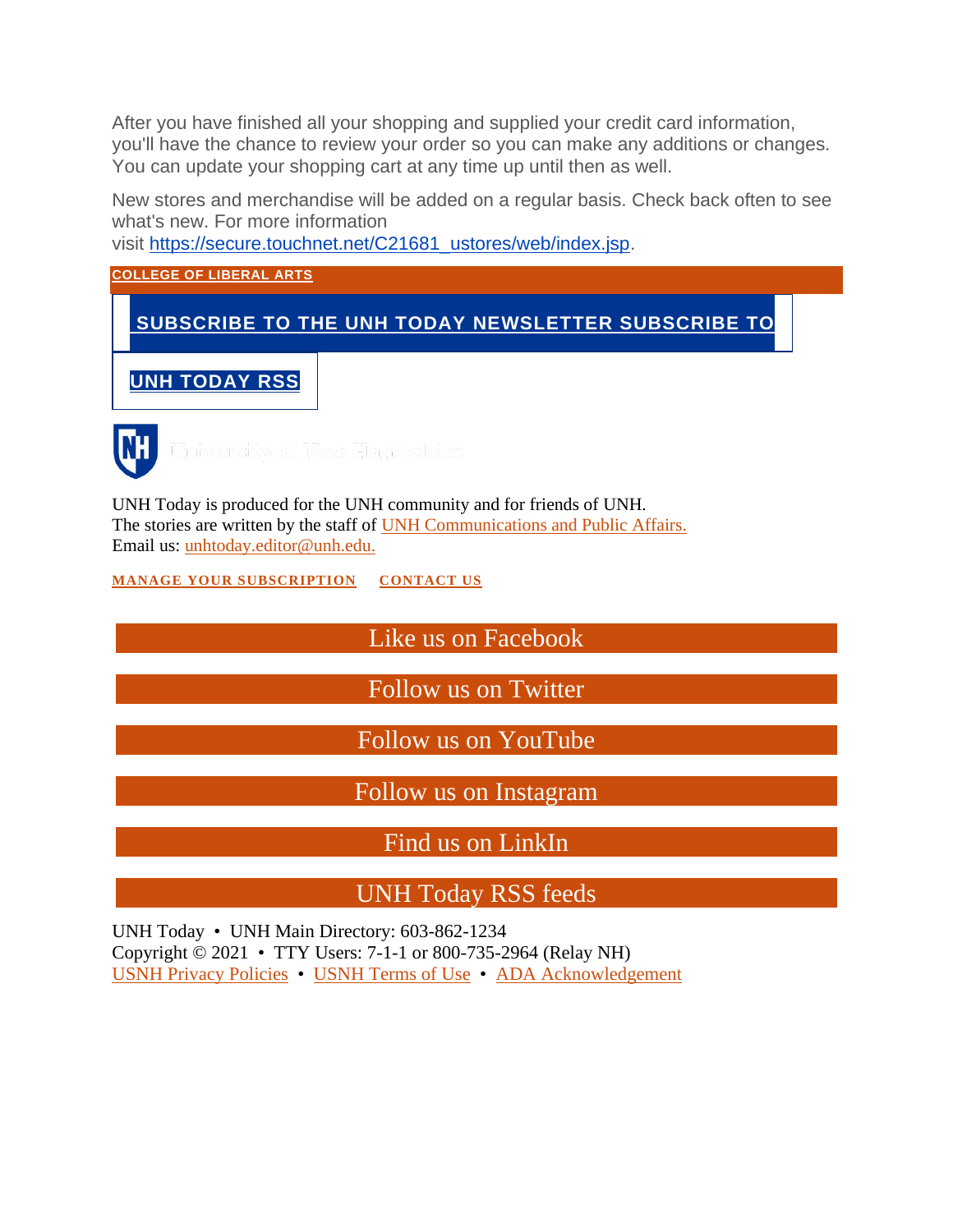After you have finished all your shopping and supplied your credit card information, you'll have the chance to review your order so you can make any additions or changes. You can update your shopping cart at any time up until then as well.

New stores and merchandise will be added on a regular basis. Check back often to see what's new. For more information visit https://secure.touchnet.net/C21681_ustores/web/index.jsp.

**COLLEGE OF LIBERAL ARTS**

**SUBSCRIBE TO THE UNH TODAY NEWSLETTER SUBSCRIBE TO**

**UNH TODAY RSS**

University of New Hampshire

UNH Today is produced for the UNH community and for friends of UNH.
The stories are written by the staff of UNH Communications and Public Affairs.
Email us: unhtoday.editor@unh.edu.

**MANAGE YOUR SUBSCRIPTION** **CONTACT US**

Like us on Facebook

Follow us on Twitter

Follow us on YouTube

Follow us on Instagram

Find us on LinkIn

UNH Today RSS feeds

UNH Today • UNH Main Directory: 603-862-1234
Copyright © 2021 • TTY Users: 7-1-1 or 800-735-2964 (Relay NH)
USNH Privacy Policies • USNH Terms of Use • ADA Acknowledgement